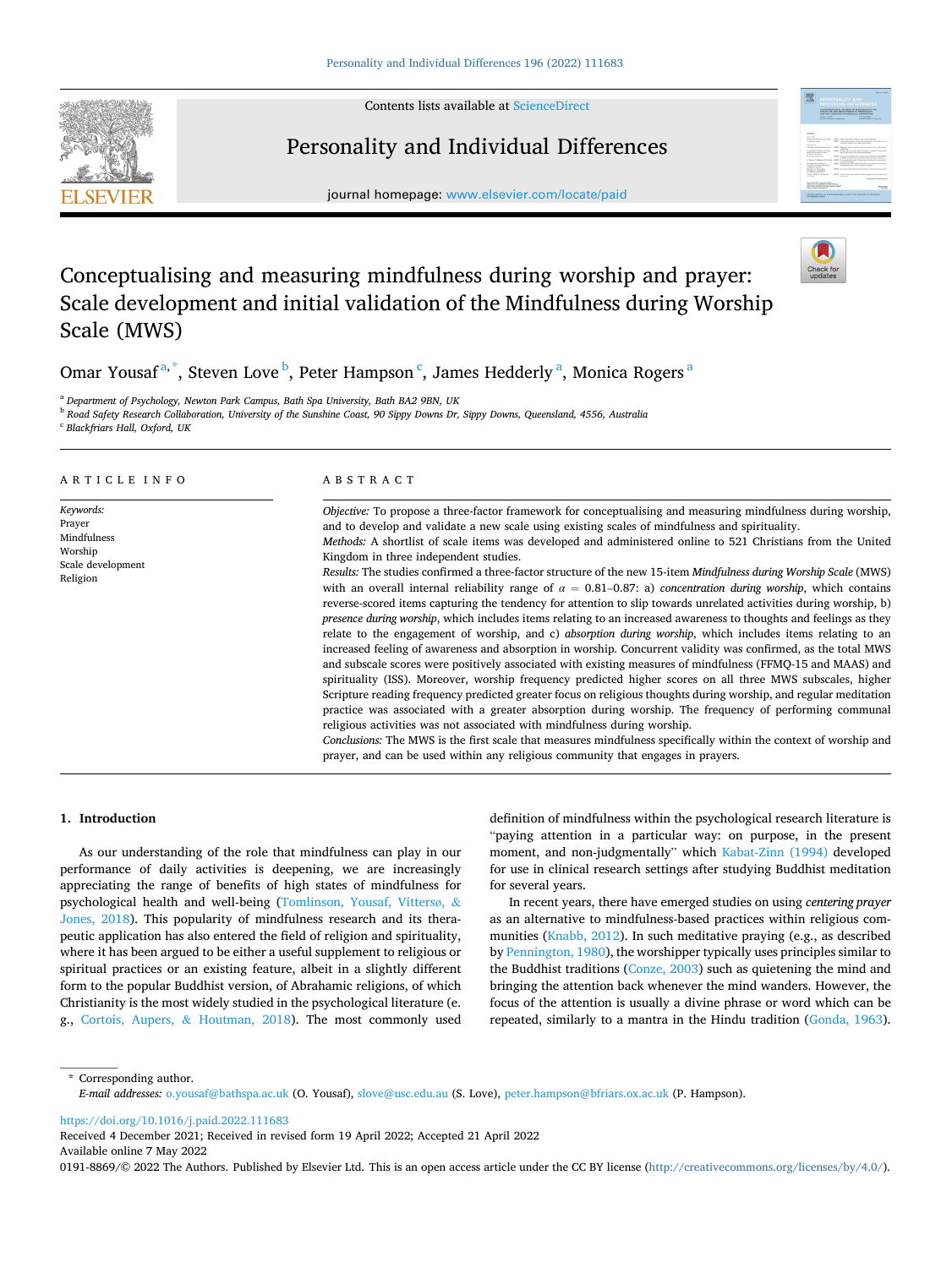Contents lists available at ScienceDirect

# Personality and Individual Differences

journal homepage: www.elsevier.com/locate/paid

# Conceptualising and measuring mindfulness during worship and prayer: Scale development and initial validation of the Mindfulness during Worship Scale (MWS)

Omar Yousaf [a,*], Steven Love [b], Peter Hampson [c], James Hedderly [a], Monica Rogers [a]

[a] Department of Psychology, Newton Park Campus, Bath Spa University, Bath BA2 9BN, UK
[b] Road Safety Research Collaboration, University of the Sunshine Coast, 90 Sippy Downs Dr, Sippy Downs, Queensland, 4556, Australia
[c] Blackfriars Hall, Oxford, UK

**ARTICLE INFO**

*Keywords:*
Prayer
Mindfulness
Worship
Scale development
Religion

**ABSTRACT**

*Objective:* To propose a three-factor framework for conceptualising and measuring mindfulness during worship, and to develop and validate a new scale using existing scales of mindfulness and spirituality.

*Methods:* A shortlist of scale items was developed and administered online to 521 Christians from the United Kingdom in three independent studies.

*Results:* The studies confirmed a three-factor structure of the new 15-item *Mindfulness during Worship Scale* (MWS) with an overall internal reliability range of $\alpha = 0.81$–$0.87$: a) *concentration during worship*, which contains reverse-scored items capturing the tendency for attention to slip towards unrelated activities during worship, b) *presence during worship*, which includes items relating to an increased awareness to thoughts and feelings as they relate to the engagement of worship, and c) *absorption during worship*, which includes items relating to an increased feeling of awareness and absorption in worship. Concurrent validity was confirmed, as the total MWS and subscale scores were positively associated with existing measures of mindfulness (FFMQ-15 and MAAS) and spirituality (ISS). Moreover, worship frequency predicted higher scores on all three MWS subscales, higher Scripture reading frequency predicted greater focus on religious thoughts during worship, and regular meditation practice was associated with a greater absorption during worship. The frequency of performing communal religious activities was not associated with mindfulness during worship.

*Conclusions:* The MWS is the first scale that measures mindfulness specifically within the context of worship and prayer, and can be used within any religious community that engages in prayers.

## 1. Introduction

As our understanding of the role that mindfulness can play in our performance of daily activities is deepening, we are increasingly appreciating the range of benefits of high states of mindfulness for psychological health and well-being (Tomlinson, Yousaf, Vittersø, & Jones, 2018). This popularity of mindfulness research and its therapeutic application has also entered the field of religion and spirituality, where it has been argued to be either a useful supplement to religious or spiritual practices or an existing feature, albeit in a slightly different form to the popular Buddhist version, of Abrahamic religions, of which Christianity is the most widely studied in the psychological literature (e.g., Cortois, Aupers, & Houtman, 2018). The most commonly used definition of mindfulness within the psychological research literature is "paying attention in a particular way: on purpose, in the present moment, and non-judgmentally" which Kabat-Zinn (1994) developed for use in clinical research settings after studying Buddhist meditation for several years.

In recent years, there have emerged studies on using *centering prayer* as an alternative to mindfulness-based practices within religious communities (Knabb, 2012). In such meditative praying (e.g., as described by Pennington, 1980), the worshipper typically uses principles similar to the Buddhist traditions (Conze, 2003) such as quietening the mind and bringing the attention back whenever the mind wanders. However, the focus of the attention is usually a divine phrase or word which can be repeated, similarly to a mantra in the Hindu tradition (Gonda, 1963).

---

* Corresponding author.
*E-mail addresses:* o.yousaf@bathspa.ac.uk (O. Yousaf), slove@usc.edu.au (S. Love), peter.hampson@bfriars.ox.ac.uk (P. Hampson).

https://doi.org/10.1016/j.paid.2022.111683
Received 4 December 2021; Received in revised form 19 April 2022; Accepted 21 April 2022
Available online 7 May 2022
0191-8869/© 2022 The Authors. Published by Elsevier Ltd. This is an open access article under the CC BY license (http://creativecommons.org/licenses/by/4.0/).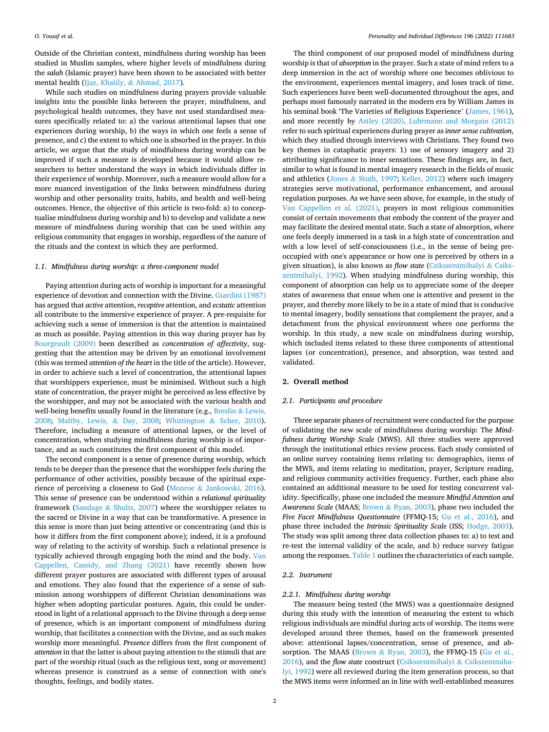Outside of the Christian context, mindfulness during worship has been studied in Muslim samples, where higher levels of mindfulness during the *salah* (Islamic prayer) have been shown to be associated with better mental health (Ijaz, Khalily, & Ahmad, 2017).

While such studies on mindfulness during prayers provide valuable insights into the possible links between the prayer, mindfulness, and psychological health outcomes, they have not used standardised measures specifically related to: a) the various attentional lapses that one experiences during worship, b) the ways in which one feels a sense of presence, and c) the extent to which one is absorbed in the prayer. In this article, we argue that the study of mindfulness during worship can be improved if such a measure is developed because it would allow researchers to better understand the ways in which individuals differ in their experience of worship. Moreover, such a measure would allow for a more nuanced investigation of the links between mindfulness during worship and other personality traits, habits, and health and well-being outcomes. Hence, the objective of this article is two-fold: a) to conceptualise mindfulness during worship and b) to develop and validate a new measure of mindfulness during worship that can be used within any religious community that engages in worship, regardless of the nature of the rituals and the context in which they are performed.

### 1.1. Mindfulness during worship: a three-component model

Paying attention during acts of worship is important for a meaningful experience of devotion and connection with the Divine. Giardini (1987) has argued that *active* attention, *receptive* attention, and *ecstatic* attention all contribute to the immersive experience of prayer. A pre-requisite for achieving such a sense of immersion is that the attention is maintained as much as possible. Paying attention in this way during prayer has by Bourgeault (2009) been described as *concentration of affectivity*, suggesting that the attention may be driven by an emotional involvement (this was termed *attention of the heart* in the title of the article). However, in order to achieve such a level of concentration, the attentional lapses that worshippers experience, must be minimised. Without such a high state of concentration, the prayer might be perceived as less effective by the worshipper, and may not be associated with the various health and well-being benefits usually found in the literature (e.g., Breslin & Lewis, 2008; Maltby, Lewis, & Day, 2008; Whittington & Scher, 2010). Therefore, including a measure of attentional lapses, or the level of concentration, when studying mindfulness during worship is of importance, and as such constitutes the first component of this model.

The second component is a sense of presence during worship, which tends to be deeper than the presence that the worshipper feels during the performance of other activities, possibly because of the spiritual experience of perceiving a closeness to God (Monroe & Jankowski, 2016). This sense of presence can be understood within a *relational spirituality* framework (Sandage & Shults, 2007) where the worshipper relates to the sacred or Divine in a way that can be transformative. A presence in this sense is more than just being attentive or concentrating (and this is how it differs from the first component above); indeed, it is a profound way of relating to the activity of worship. Such a relational presence is typically achieved through engaging both the mind and the body. Van Cappellen, Cassidy, and Zhang (2021) have recently shown how different prayer postures are associated with different types of arousal and emotions. They also found that the experience of a sense of submission among worshippers of different Christian denominations was higher when adopting particular postures. Again, this could be understood in light of a relational approach to the Divine through a deep sense of presence, which is an important component of mindfulness during worship, that facilitates a connection with the Divine, and as such makes worship more meaningful. *Presence* differs from the first component of *attention* in that the latter is about paying attention to the stimuli that are part of the worship ritual (such as the religious text, song or movement) whereas presence is construed as a sense of connection with one's thoughts, feelings, and bodily states.

The third component of our proposed model of mindfulness during worship is that of *absorption* in the prayer. Such a state of mind refers to a deep immersion in the act of worship where one becomes oblivious to the environment, experiences mental imagery, and loses track of time. Such experiences have been well-documented throughout the ages, and perhaps most famously narrated in the modern era by William James in his seminal book 'The Varieties of Religious Experience' (James, 1961), and more recently by Astley (2020). Luhrmann and Morgain (2012) refer to such spiritual experiences during prayer as *inner sense cultivation*, which they studied through interviews with Christians. They found two key themes in cataphatic prayers: 1) use of sensory imagery and 2) attributing significance to inner sensations. These findings are, in fact, similar to what is found in mental imagery research in the fields of music and athletics (Jones & Stuth, 1997; Keller, 2012) where such imagery strategies serve motivational, performance enhancement, and arousal regulation purposes. As we have seen above, for example, in the study of Van Cappellen et al. (2021), prayers in most religious communities consist of certain movements that embody the content of the prayer and may facilitate the desired mental state. Such a state of absorption, where one feels deeply immersed in a task in a high state of concentration and with a low level of self-consciousness (i.e., in the sense of being preoccupied with one's appearance or how one is perceived by others in a given situation), is also known as *flow state* (Csikszentmihalyi & Csikszentmihalyi, 1992). When studying mindfulness during worship, this component of absorption can help us to appreciate some of the deeper states of awareness that ensue when one is attentive and present in the prayer, and thereby more likely to be in a state of mind that is conducive to mental imagery, bodily sensations that complement the prayer, and a detachment from the physical environment where one performs the worship. In this study, a new scale on mindfulness during worship, which included items related to these three components of attentional lapses (or concentration), presence, and absorption, was tested and validated.

## 2. Overall method

### 2.1. Participants and procedure

Three separate phases of recruitment were conducted for the purpose of validating the new scale of mindfulness during worship: The *Mindfulness during Worship Scale* (MWS). All three studies were approved through the institutional ethics review process. Each study consisted of an online survey containing items relating to: demographics, items of the MWS, and items relating to meditation, prayer, Scripture reading, and religious community activities frequency. Further, each phase also contained an additional measure to be used for testing concurrent validity. Specifically, phase one included the measure *Mindful Attention and Awareness Scale* (MAAS; Brown & Ryan, 2003), phase two included the *Five Facet Mindfulness Questionnaire* (FFMQ-15; Gu et al., 2016), and phase three included the *Intrinsic Spirituality Scale* (ISS; Hodge, 2003). The study was split among three data collection phases to: a) to test and re-test the internal validity of the scale, and b) reduce survey fatigue among the responses. Table 1 outlines the characteristics of each sample.

### 2.2. Instrument

#### 2.2.1. Mindfulness during worship

The measure being tested (the MWS) was a questionnaire designed during this study with the intention of measuring the extent to which religious individuals are mindful during acts of worship. The items were developed around three themes, based on the framework presented above: attentional lapses/concentration, sense of presence, and absorption. The MAAS (Brown & Ryan, 2003), the FFMQ-15 (Gu et al., 2016), and the *flow state* construct (Csikszentmihalyi & Csikszentmihalyi, 1992) were all reviewed during the item generation process, so that the MWS items were informed an in line with well-established measures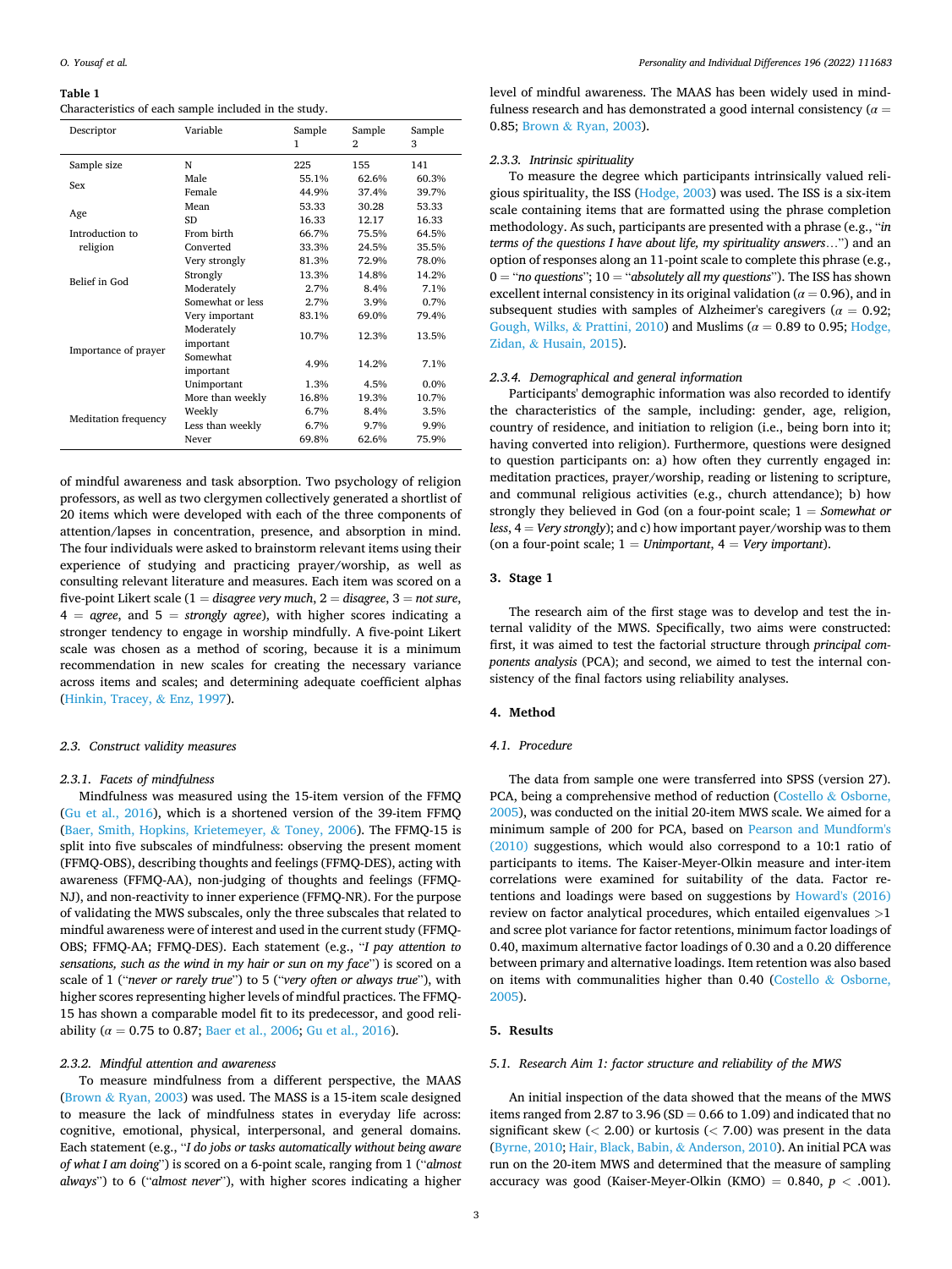**Table 1**
Characteristics of each sample included in the study.

| Descriptor | Variable | Sample 1 | Sample 2 | Sample 3 |
|---|---|---|---|---|
| Sample size | N | 225 | 155 | 141 |
| Sex | Male | 55.1% | 62.6% | 60.3% |
| | Female | 44.9% | 37.4% | 39.7% |
| Age | Mean | 53.33 | 30.28 | 53.33 |
| | SD | 16.33 | 12.17 | 16.33 |
| Introduction to religion | From birth | 66.7% | 75.5% | 64.5% |
| | Converted | 33.3% | 24.5% | 35.5% |
| Belief in God | Very strongly | 81.3% | 72.9% | 78.0% |
| | Strongly | 13.3% | 14.8% | 14.2% |
| | Moderately | 2.7% | 8.4% | 7.1% |
| | Somewhat or less | 2.7% | 3.9% | 0.7% |
| Importance of prayer | Very important | 83.1% | 69.0% | 79.4% |
| | Moderately important | 10.7% | 12.3% | 13.5% |
| | Somewhat important | 4.9% | 14.2% | 7.1% |
| | Unimportant | 1.3% | 4.5% | 0.0% |
| Meditation frequency | More than weekly | 16.8% | 19.3% | 10.7% |
| | Weekly | 6.7% | 8.4% | 3.5% |
| | Less than weekly | 6.7% | 9.7% | 9.9% |
| | Never | 69.8% | 62.6% | 75.9% |

of mindful awareness and task absorption. Two psychology of religion professors, as well as two clergymen collectively generated a shortlist of 20 items which were developed with each of the three components of attention/lapses in concentration, presence, and absorption in mind. The four individuals were asked to brainstorm relevant items using their experience of studying and practicing prayer/worship, as well as consulting relevant literature and measures. Each item was scored on a five-point Likert scale (1 = *disagree very much*, 2 = *disagree*, 3 = *not sure*, 4 = *agree*, and 5 = *strongly agree*), with higher scores indicating a stronger tendency to engage in worship mindfully. A five-point Likert scale was chosen as a method of scoring, because it is a minimum recommendation in new scales for creating the necessary variance across items and scales; and determining adequate coefficient alphas (Hinkin, Tracey, & Enz, 1997).

### 2.3. Construct validity measures

#### 2.3.1. Facets of mindfulness

Mindfulness was measured using the 15-item version of the FFMQ (Gu et al., 2016), which is a shortened version of the 39-item FFMQ (Baer, Smith, Hopkins, Krietemeyer, & Toney, 2006). The FFMQ-15 is split into five subscales of mindfulness: observing the present moment (FFMQ-OBS), describing thoughts and feelings (FFMQ-DES), acting with awareness (FFMQ-AA), non-judging of thoughts and feelings (FFMQ-NJ), and non-reactivity to inner experience (FFMQ-NR). For the purpose of validating the MWS subscales, only the three subscales that related to mindful awareness were of interest and used in the current study (FFMQ-OBS; FFMQ-AA; FFMQ-DES). Each statement (e.g., "*I pay attention to sensations, such as the wind in my hair or sun on my face*") is scored on a scale of 1 ("*never or rarely true*") to 5 ("*very often or always true*"), with higher scores representing higher levels of mindful practices. The FFMQ-15 has shown a comparable model fit to its predecessor, and good reliability ($\alpha = 0.75$ to 0.87; Baer et al., 2006; Gu et al., 2016).

#### 2.3.2. Mindful attention and awareness

To measure mindfulness from a different perspective, the MAAS (Brown & Ryan, 2003) was used. The MASS is a 15-item scale designed to measure the lack of mindfulness states in everyday life across: cognitive, emotional, physical, interpersonal, and general domains. Each statement (e.g., "*I do jobs or tasks automatically without being aware of what I am doing*") is scored on a 6-point scale, ranging from 1 ("*almost always*") to 6 ("*almost never*"), with higher scores indicating a higher level of mindful awareness. The MAAS has been widely used in mindfulness research and has demonstrated a good internal consistency ($\alpha = 0.85$; Brown & Ryan, 2003).

#### 2.3.3. Intrinsic spirituality

To measure the degree which participants intrinsically valued religious spirituality, the ISS (Hodge, 2003) was used. The ISS is a six-item scale containing items that are formatted using the phrase completion methodology. As such, participants are presented with a phrase (e.g., "*in terms of the questions I have about life, my spirituality answers…*") and an option of responses along an 11-point scale to complete this phrase (e.g., 0 = "*no questions*"; 10 = "*absolutely all my questions*"). The ISS has shown excellent internal consistency in its original validation ($\alpha = 0.96$), and in subsequent studies with samples of Alzheimer's caregivers ($\alpha = 0.92$; Gough, Wilks, & Prattini, 2010) and Muslims ($\alpha = 0.89$ to 0.95; Hodge, Zidan, & Husain, 2015).

#### 2.3.4. Demographical and general information

Participants' demographic information was also recorded to identify the characteristics of the sample, including: gender, age, religion, country of residence, and initiation to religion (i.e., being born into it; having converted into religion). Furthermore, questions were designed to question participants on: a) how often they currently engaged in: meditation practices, prayer/worship, reading or listening to scripture, and communal religious activities (e.g., church attendance); b) how strongly they believed in God (on a four-point scale; 1 = *Somewhat or less*, 4 = *Very strongly*); and c) how important payer/worship was to them (on a four-point scale; 1 = *Unimportant*, 4 = *Very important*).

## 3. Stage 1

The research aim of the first stage was to develop and test the internal validity of the MWS. Specifically, two aims were constructed: first, it was aimed to test the factorial structure through *principal components analysis* (PCA); and second, we aimed to test the internal consistency of the final factors using reliability analyses.

## 4. Method

### 4.1. Procedure

The data from sample one were transferred into SPSS (version 27). PCA, being a comprehensive method of reduction (Costello & Osborne, 2005), was conducted on the initial 20-item MWS scale. We aimed for a minimum sample of 200 for PCA, based on Pearson and Mundform's (2010) suggestions, which would also correspond to a 10:1 ratio of participants to items. The Kaiser-Meyer-Olkin measure and inter-item correlations were examined for suitability of the data. Factor retentions and loadings were based on suggestions by Howard's (2016) review on factor analytical procedures, which entailed eigenvalues >1 and scree plot variance for factor retentions, minimum factor loadings of 0.40, maximum alternative factor loadings of 0.30 and a 0.20 difference between primary and alternative loadings. Item retention was also based on items with communalities higher than 0.40 (Costello & Osborne, 2005).

## 5. Results

### 5.1. Research Aim 1: factor structure and reliability of the MWS

An initial inspection of the data showed that the means of the MWS items ranged from 2.87 to 3.96 (SD = 0.66 to 1.09) and indicated that no significant skew (< 2.00) or kurtosis (< 7.00) was present in the data (Byrne, 2010; Hair, Black, Babin, & Anderson, 2010). An initial PCA was run on the 20-item MWS and determined that the measure of sampling accuracy was good (Kaiser-Meyer-Olkin (KMO) = 0.840, $p < .001$).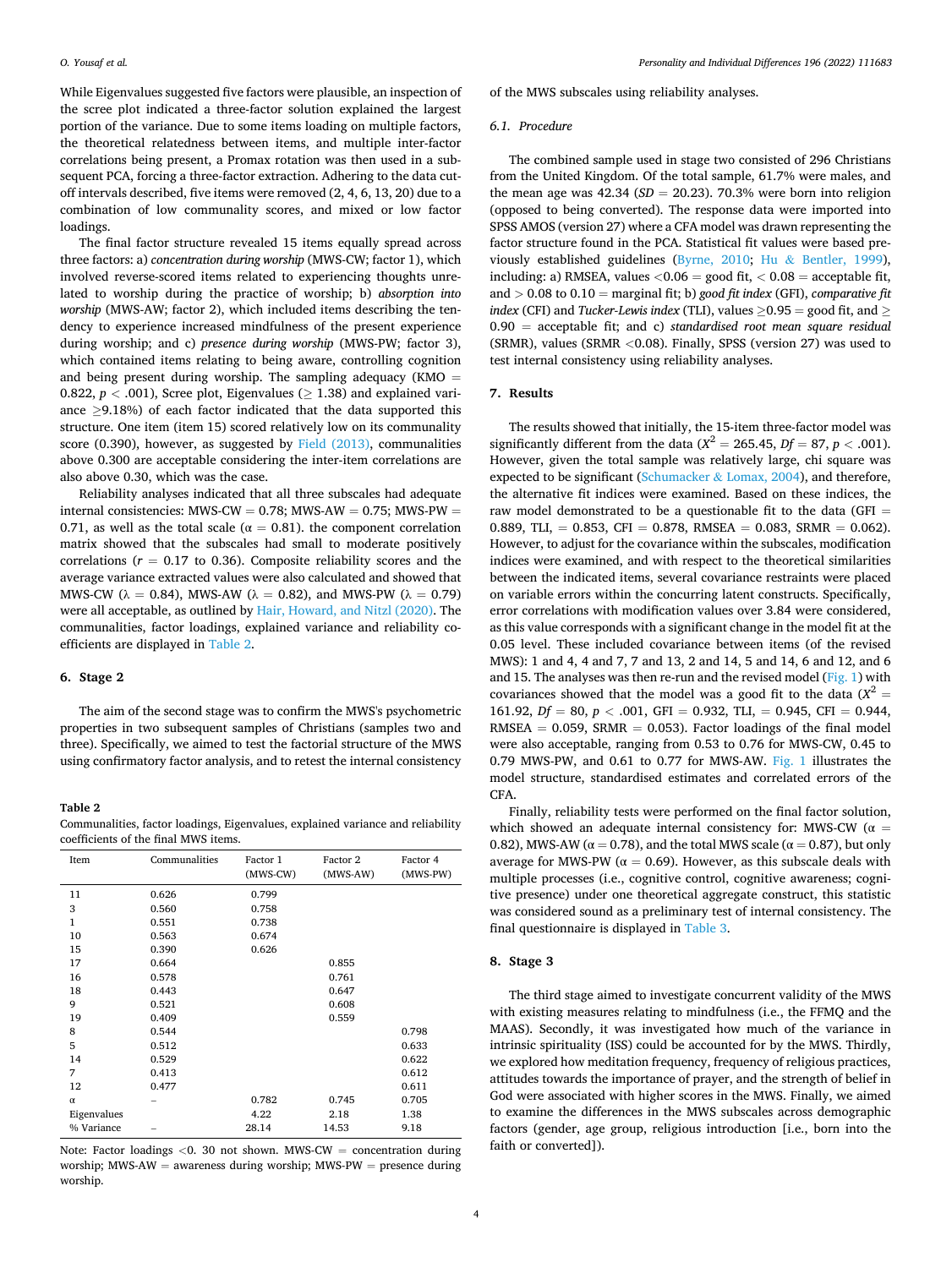While Eigenvalues suggested five factors were plausible, an inspection of the scree plot indicated a three-factor solution explained the largest portion of the variance. Due to some items loading on multiple factors, the theoretical relatedness between items, and multiple inter-factor correlations being present, a Promax rotation was then used in a subsequent PCA, forcing a three-factor extraction. Adhering to the data cut-off intervals described, five items were removed (2, 4, 6, 13, 20) due to a combination of low communality scores, and mixed or low factor loadings.

The final factor structure revealed 15 items equally spread across three factors: a) *concentration during worship* (MWS-CW; factor 1), which involved reverse-scored items related to experiencing thoughts unrelated to worship during the practice of worship; b) *absorption into worship* (MWS-AW; factor 2), which included items describing the tendency to experience increased mindfulness of the present experience during worship; and c) *presence during worship* (MWS-PW; factor 3), which contained items relating to being aware, controlling cognition and being present during worship. The sampling adequacy (KMO = 0.822, $p < .001$), Scree plot, Eigenvalues ($\geq$ 1.38) and explained variance $\geq$9.18%) of each factor indicated that the data supported this structure. One item (item 15) scored relatively low on its communality score (0.390), however, as suggested by Field (2013), communalities above 0.300 are acceptable considering the inter-item correlations are also above 0.30, which was the case.

Reliability analyses indicated that all three subscales had adequate internal consistencies: MWS-CW = 0.78; MWS-AW = 0.75; MWS-PW = 0.71, as well as the total scale (α = 0.81). the component correlation matrix showed that the subscales had small to moderate positively correlations ($r$ = 0.17 to 0.36). Composite reliability scores and the average variance extracted values were also calculated and showed that MWS-CW (λ = 0.84), MWS-AW (λ = 0.82), and MWS-PW (λ = 0.79) were all acceptable, as outlined by Hair, Howard, and Nitzl (2020). The communalities, factor loadings, explained variance and reliability coefficients are displayed in Table 2.

## 6. Stage 2

The aim of the second stage was to confirm the MWS's psychometric properties in two subsequent samples of Christians (samples two and three). Specifically, we aimed to test the factorial structure of the MWS using confirmatory factor analysis, and to retest the internal consistency of the MWS subscales using reliability analyses.

**Table 2**

Communalities, factor loadings, Eigenvalues, explained variance and reliability coefficients of the final MWS items.

| Item | Communalities | Factor 1 (MWS-CW) | Factor 2 (MWS-AW) | Factor 4 (MWS-PW) |
|---|---|---|---|---|
| 11 | 0.626 | 0.799 | | |
| 3 | 0.560 | 0.758 | | |
| 1 | 0.551 | 0.738 | | |
| 10 | 0.563 | 0.674 | | |
| 15 | 0.390 | 0.626 | | |
| 17 | 0.664 | | 0.855 | |
| 16 | 0.578 | | 0.761 | |
| 18 | 0.443 | | 0.647 | |
| 9 | 0.521 | | 0.608 | |
| 19 | 0.409 | | 0.559 | |
| 8 | 0.544 | | | 0.798 |
| 5 | 0.512 | | | 0.633 |
| 14 | 0.529 | | | 0.622 |
| 7 | 0.413 | | | 0.612 |
| 12 | 0.477 | | | 0.611 |
| α | – | 0.782 | 0.745 | 0.705 |
| Eigenvalues | | 4.22 | 2.18 | 1.38 |
| % Variance | – | 28.14 | 14.53 | 9.18 |

Note: Factor loadings <0. 30 not shown. MWS-CW = concentration during worship; MWS-AW = awareness during worship; MWS-PW = presence during worship.

### 6.1. Procedure

The combined sample used in stage two consisted of 296 Christians from the United Kingdom. Of the total sample, 61.7% were males, and the mean age was 42.34 ($SD$ = 20.23). 70.3% were born into religion (opposed to being converted). The response data were imported into SPSS AMOS (version 27) where a CFA model was drawn representing the factor structure found in the PCA. Statistical fit values were based previously established guidelines (Byrne, 2010; Hu & Bentler, 1999), including: a) RMSEA, values <0.06 = good fit, < 0.08 = acceptable fit, and > 0.08 to 0.10 = marginal fit; b) *good fit index* (GFI), *comparative fit index* (CFI) and *Tucker-Lewis index* (TLI), values ≥0.95 = good fit, and ≥ 0.90 = acceptable fit; and c) *standardised root mean square residual* (SRMR), values (SRMR <0.08). Finally, SPSS (version 27) was used to test internal consistency using reliability analyses.

## 7. Results

The results showed that initially, the 15-item three-factor model was significantly different from the data ($X^2$ = 265.45, $Df$ = 87, $p < .001$). However, given the total sample was relatively large, chi square was expected to be significant (Schumacker & Lomax, 2004), and therefore, the alternative fit indices were examined. Based on these indices, the raw model demonstrated to be a questionable fit to the data (GFI = 0.889, TLI, = 0.853, CFI = 0.878, RMSEA = 0.083, SRMR = 0.062). However, to adjust for the covariance within the subscales, modification indices were examined, and with respect to the theoretical similarities between the indicated items, several covariance restraints were placed on variable errors within the concurring latent constructs. Specifically, error correlations with modification values over 3.84 were considered, as this value corresponds with a significant change in the model fit at the 0.05 level. These included covariance between items (of the revised MWS): 1 and 4, 4 and 7, 7 and 13, 2 and 14, 5 and 14, 6 and 12, and 6 and 15. The analyses was then re-run and the revised model (Fig. 1) with covariances showed that the model was a good fit to the data ($X^2$ = 161.92, $Df$ = 80, $p < .001$, GFI = 0.932, TLI, = 0.945, CFI = 0.944, RMSEA = 0.059, SRMR = 0.053). Factor loadings of the final model were also acceptable, ranging from 0.53 to 0.76 for MWS-CW, 0.45 to 0.79 MWS-PW, and 0.61 to 0.77 for MWS-AW. Fig. 1 illustrates the model structure, standardised estimates and correlated errors of the CFA.

Finally, reliability tests were performed on the final factor solution, which showed an adequate internal consistency for: MWS-CW (α = 0.82), MWS-AW (α = 0.78), and the total MWS scale (α = 0.87), but only average for MWS-PW (α = 0.69). However, as this subscale deals with multiple processes (i.e., cognitive control, cognitive awareness; cognitive presence) under one theoretical aggregate construct, this statistic was considered sound as a preliminary test of internal consistency. The final questionnaire is displayed in Table 3.

## 8. Stage 3

The third stage aimed to investigate concurrent validity of the MWS with existing measures relating to mindfulness (i.e., the FFMQ and the MAAS). Secondly, it was investigated how much of the variance in intrinsic spirituality (ISS) could be accounted for by the MWS. Thirdly, we explored how meditation frequency, frequency of religious practices, attitudes towards the importance of prayer, and the strength of belief in God were associated with higher scores in the MWS. Finally, we aimed to examine the differences in the MWS subscales across demographic factors (gender, age group, religious introduction [i.e., born into the faith or converted]).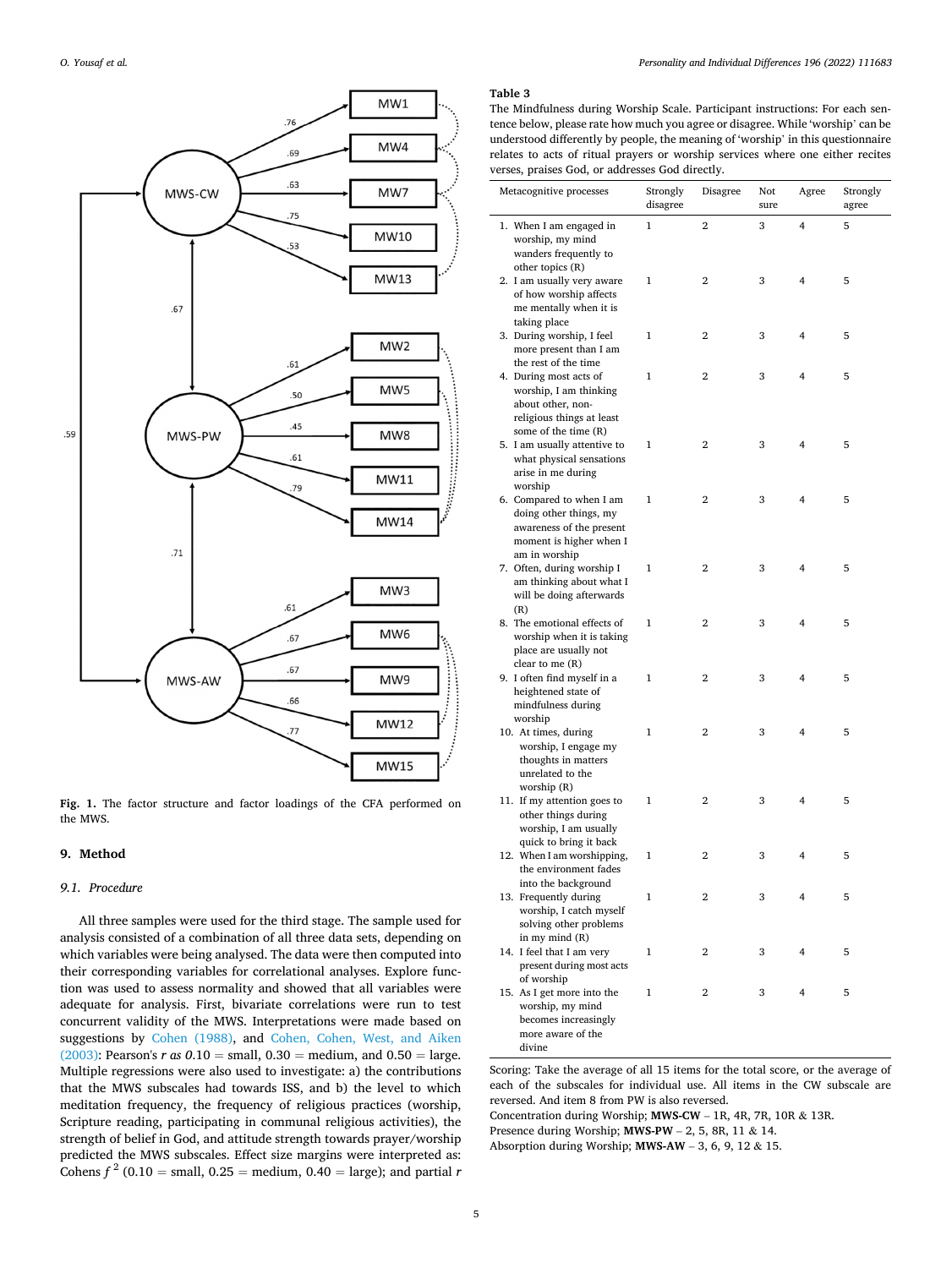Fig. 1. The factor structure and factor loadings of the CFA performed on the MWS.

## 9. Method

### 9.1. Procedure

All three samples were used for the third stage. The sample used for analysis consisted of a combination of all three data sets, depending on which variables were being analysed. The data were then computed into their corresponding variables for correlational analyses. Explore function was used to assess normality and showed that all variables were adequate for analysis. First, bivariate correlations were run to test concurrent validity of the MWS. Interpretations were made based on suggestions by Cohen (1988), and Cohen, Cohen, West, and Aiken (2003): Pearson's $r$ *as* 0.10 = small, 0.30 = medium, and 0.50 = large. Multiple regressions were also used to investigate: a) the contributions that the MWS subscales had towards ISS, and b) the level to which meditation frequency, the frequency of religious practices (worship, Scripture reading, participating in communal religious activities), the strength of belief in God, and attitude strength towards prayer/worship predicted the MWS subscales. Effect size margins were interpreted as: Cohens $f^2$ (0.10 = small, 0.25 = medium, 0.40 = large); and partial $r$

**Table 3**

The Mindfulness during Worship Scale. Participant instructions: For each sentence below, please rate how much you agree or disagree. While 'worship' can be understood differently by people, the meaning of 'worship' in this questionnaire relates to acts of ritual prayers or worship services where one either recites verses, praises God, or addresses God directly.

| Metacognitive processes | Strongly disagree | Disagree | Not sure | Agree | Strongly agree |
|---|---|---|---|---|---|
| 1. When I am engaged in worship, my mind wanders frequently to other topics (R) | 1 | 2 | 3 | 4 | 5 |
| 2. I am usually very aware of how worship affects me mentally when it is taking place | 1 | 2 | 3 | 4 | 5 |
| 3. During worship, I feel more present than I am the rest of the time | 1 | 2 | 3 | 4 | 5 |
| 4. During most acts of worship, I am thinking about other, non-religious things at least some of the time (R) | 1 | 2 | 3 | 4 | 5 |
| 5. I am usually attentive to what physical sensations arise in me during worship | 1 | 2 | 3 | 4 | 5 |
| 6. Compared to when I am doing other things, my awareness of the present moment is higher when I am in worship | 1 | 2 | 3 | 4 | 5 |
| 7. Often, during worship I am thinking about what I will be doing afterwards (R) | 1 | 2 | 3 | 4 | 5 |
| 8. The emotional effects of worship when it is taking place are usually not clear to me (R) | 1 | 2 | 3 | 4 | 5 |
| 9. I often find myself in a heightened state of mindfulness during worship | 1 | 2 | 3 | 4 | 5 |
| 10. At times, during worship, I engage my thoughts in matters unrelated to the worship (R) | 1 | 2 | 3 | 4 | 5 |
| 11. If my attention goes to other things during worship, I am usually quick to bring it back | 1 | 2 | 3 | 4 | 5 |
| 12. When I am worshipping, the environment fades into the background | 1 | 2 | 3 | 4 | 5 |
| 13. Frequently during worship, I catch myself solving other problems in my mind (R) | 1 | 2 | 3 | 4 | 5 |
| 14. I feel that I am very present during most acts of worship | 1 | 2 | 3 | 4 | 5 |
| 15. As I get more into the worship, my mind becomes increasingly more aware of the divine | 1 | 2 | 3 | 4 | 5 |

Scoring: Take the average of all 15 items for the total score, or the average of each of the subscales for individual use. All items in the CW subscale are reversed. And item 8 from PW is also reversed.

Concentration during Worship; **MWS-CW** – 1R, 4R, 7R, 10R & 13R.

Presence during Worship; **MWS-PW** – 2, 5, 8R, 11 & 14.

Absorption during Worship; **MWS-AW** – 3, 6, 9, 12 & 15.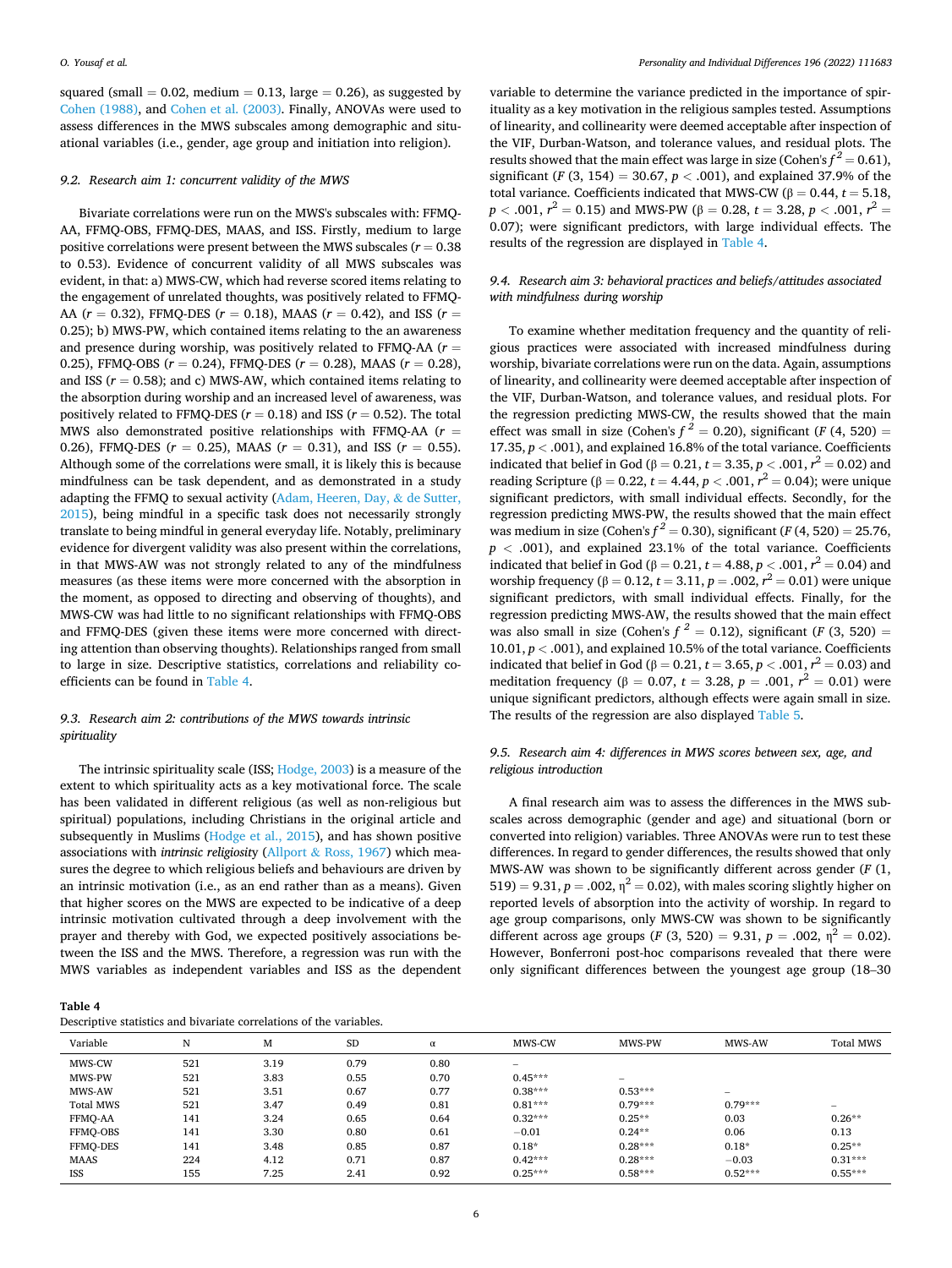squared (small = 0.02, medium = 0.13, large = 0.26), as suggested by Cohen (1988), and Cohen et al. (2003). Finally, ANOVAs were used to assess differences in the MWS subscales among demographic and situational variables (i.e., gender, age group and initiation into religion).

### 9.2. Research aim 1: concurrent validity of the MWS

Bivariate correlations were run on the MWS's subscales with: FFMQ-AA, FFMQ-OBS, FFMQ-DES, MAAS, and ISS. Firstly, medium to large positive correlations were present between the MWS subscales ($r = 0.38$ to 0.53). Evidence of concurrent validity of all MWS subscales was evident, in that: a) MWS-CW, which had reverse scored items relating to the engagement of unrelated thoughts, was positively related to FFMQ-AA ($r = 0.32$), FFMQ-DES ($r = 0.18$), MAAS ($r = 0.42$), and ISS ($r = 0.25$); b) MWS-PW, which contained items relating to the an awareness and presence during worship, was positively related to FFMQ-AA ($r = 0.25$), FFMQ-OBS ($r = 0.24$), FFMQ-DES ($r = 0.28$), MAAS ($r = 0.28$), and ISS ($r = 0.58$); and c) MWS-AW, which contained items relating to the absorption during worship and an increased level of awareness, was positively related to FFMQ-DES ($r = 0.18$) and ISS ($r = 0.52$). The total MWS also demonstrated positive relationships with FFMQ-AA ($r = 0.26$), FFMQ-DES ($r = 0.25$), MAAS ($r = 0.31$), and ISS ($r = 0.55$). Although some of the correlations were small, it is likely this is because mindfulness can be task dependent, and as demonstrated in a study adapting the FFMQ to sexual activity (Adam, Heeren, Day, & de Sutter, 2015), being mindful in a specific task does not necessarily strongly translate to being mindful in general everyday life. Notably, preliminary evidence for divergent validity was also present within the correlations, in that MWS-AW was not strongly related to any of the mindfulness measures (as these items were more concerned with the absorption in the moment, as opposed to directing and observing of thoughts), and MWS-CW was had little to no significant relationships with FFMQ-OBS and FFMQ-DES (given these items were more concerned with directing attention than observing thoughts). Relationships ranged from small to large in size. Descriptive statistics, correlations and reliability coefficients can be found in Table 4.

### 9.3. Research aim 2: contributions of the MWS towards intrinsic spirituality

The intrinsic spirituality scale (ISS; Hodge, 2003) is a measure of the extent to which spirituality acts as a key motivational force. The scale has been validated in different religious (as well as non-religious but spiritual) populations, including Christians in the original article and subsequently in Muslims (Hodge et al., 2015), and has shown positive associations with *intrinsic religiosity* (Allport & Ross, 1967) which measures the degree to which religious beliefs and behaviours are driven by an intrinsic motivation (i.e., as an end rather than as a means). Given that higher scores on the MWS are expected to be indicative of a deep intrinsic motivation cultivated through a deep involvement with the prayer and thereby with God, we expected positively associations between the ISS and the MWS. Therefore, a regression was run with the MWS variables as independent variables and ISS as the dependent variable to determine the variance predicted in the importance of spirituality as a key motivation in the religious samples tested. Assumptions of linearity, and collinearity were deemed acceptable after inspection of the VIF, Durban-Watson, and tolerance values, and residual plots. The results showed that the main effect was large in size (Cohen's $f^2 = 0.61$), significant ($F$ (3, 154) = 30.67, $p < .001$), and explained 37.9% of the total variance. Coefficients indicated that MWS-CW (β = 0.44, $t = 5.18$, $p < .001$, $r^2 = 0.15$) and MWS-PW (β = 0.28, $t = 3.28$, $p < .001$, $r^2 = 0.07$); were significant predictors, with large individual effects. The results of the regression are displayed in Table 4.

### 9.4. Research aim 3: behavioral practices and beliefs/attitudes associated with mindfulness during worship

To examine whether meditation frequency and the quantity of religious practices were associated with increased mindfulness during worship, bivariate correlations were run on the data. Again, assumptions of linearity, and collinearity were deemed acceptable after inspection of the VIF, Durban-Watson, and tolerance values, and residual plots. For the regression predicting MWS-CW, the results showed that the main effect was small in size (Cohen's $f^2 = 0.20$), significant ($F$ (4, 520) = 17.35, $p < .001$), and explained 16.8% of the total variance. Coefficients indicated that belief in God (β = 0.21, $t = 3.35$, $p < .001$, $r^2 = 0.02$) and reading Scripture (β = 0.22, $t = 4.44$, $p < .001$, $r^2 = 0.04$); were unique significant predictors, with small individual effects. Secondly, for the regression predicting MWS-PW, the results showed that the main effect was medium in size (Cohen's $f^2 = 0.30$), significant ($F$ (4, 520) = 25.76, $p < .001$), and explained 23.1% of the total variance. Coefficients indicated that belief in God (β = 0.21, $t = 4.88$, $p < .001$, $r^2 = 0.04$) and worship frequency (β = 0.12, $t = 3.11$, $p = .002$, $r^2 = 0.01$) were unique significant predictors, with small individual effects. Finally, for the regression predicting MWS-AW, the results showed that the main effect was also small in size (Cohen's $f^2 = 0.12$), significant ($F$ (3, 520) = 10.01, $p < .001$), and explained 10.5% of the total variance. Coefficients indicated that belief in God (β = 0.21, $t = 3.65$, $p < .001$, $r^2 = 0.03$) and meditation frequency (β = 0.07, $t = 3.28$, $p = .001$, $r^2 = 0.01$) were unique significant predictors, although effects were again small in size. The results of the regression are also displayed Table 5.

### 9.5. Research aim 4: differences in MWS scores between sex, age, and religious introduction

A final research aim was to assess the differences in the MWS subscales across demographic (gender and age) and situational (born or converted into religion) variables. Three ANOVAs were run to test these differences. In regard to gender differences, the results showed that only MWS-AW was shown to be significantly different across gender ($F$ (1, 519) = 9.31, $p = .002$, $\eta^2 = 0.02$), with males scoring slightly higher on reported levels of absorption into the activity of worship. In regard to age group comparisons, only MWS-CW was shown to be significantly different across age groups ($F$ (3, 520) = 9.31, $p = .002$, $\eta^2 = 0.02$). However, Bonferroni post-hoc comparisons revealed that there were only significant differences between the youngest age group (18–30

**Table 4**
Descriptive statistics and bivariate correlations of the variables.

| Variable | N | M | SD | α | MWS-CW | MWS-PW | MWS-AW | Total MWS |
|---|---|---|---|---|---|---|---|---|
| MWS-CW | 521 | 3.19 | 0.79 | 0.80 | – | | | |
| MWS-PW | 521 | 3.83 | 0.55 | 0.70 | 0.45*** | – | | |
| MWS-AW | 521 | 3.51 | 0.67 | 0.77 | 0.38*** | 0.53*** | – | |
| Total MWS | 521 | 3.47 | 0.49 | 0.81 | 0.81*** | 0.79*** | 0.79*** | – |
| FFMQ-AA | 141 | 3.24 | 0.65 | 0.64 | 0.32*** | 0.25** | 0.03 | 0.26** |
| FFMQ-OBS | 141 | 3.30 | 0.80 | 0.61 | −0.01 | 0.24** | 0.06 | 0.13 |
| FFMQ-DES | 141 | 3.48 | 0.85 | 0.87 | 0.18* | 0.28*** | 0.18* | 0.25** |
| MAAS | 224 | 4.12 | 0.71 | 0.87 | 0.42*** | 0.28*** | −0.03 | 0.31*** |
| ISS | 155 | 7.25 | 2.41 | 0.92 | 0.25*** | 0.58*** | 0.52*** | 0.55*** |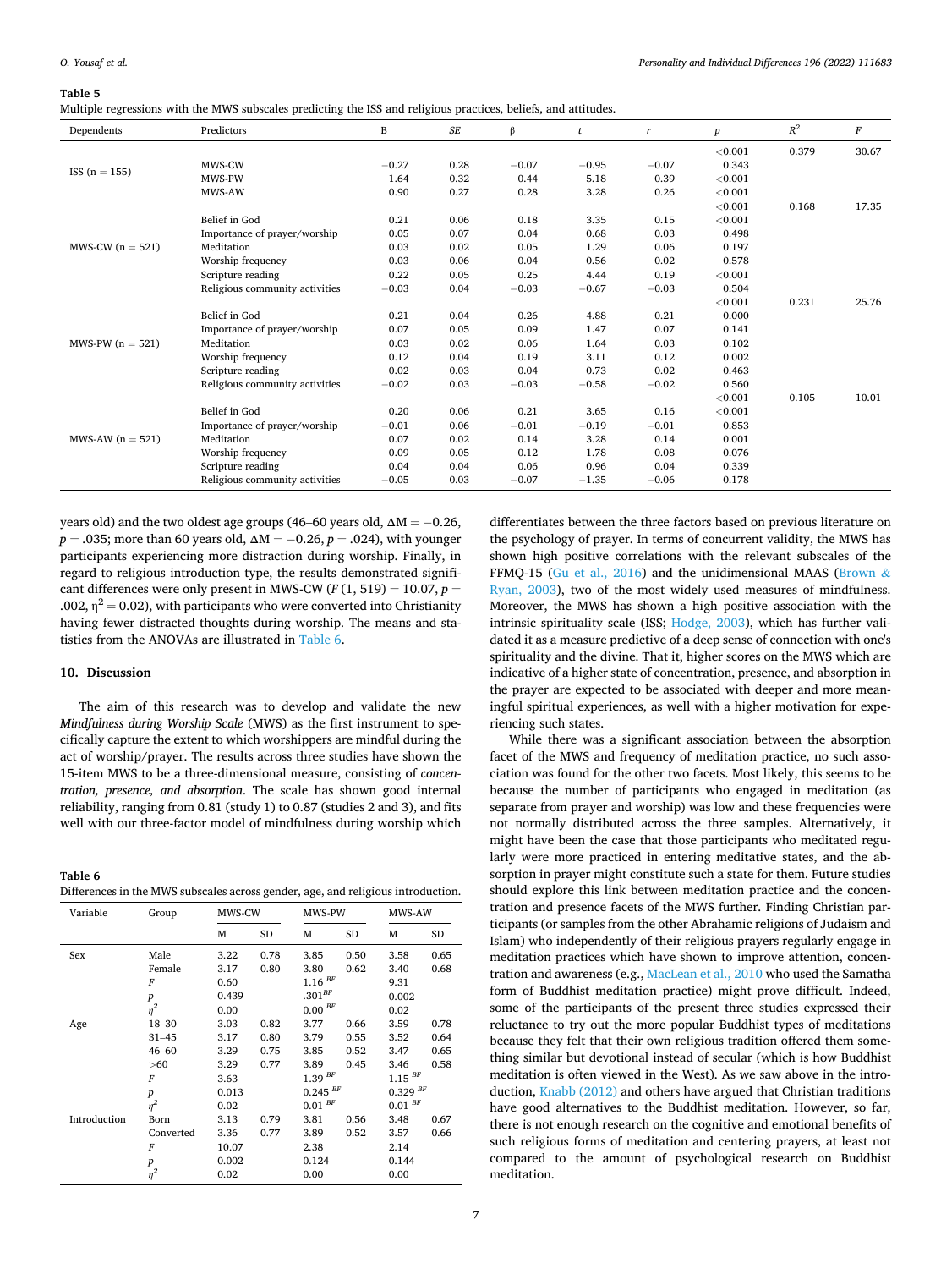**Table 5**
Multiple regressions with the MWS subscales predicting the ISS and religious practices, beliefs, and attitudes.

| Dependents | Predictors | B | SE | β | t | r | p | $R^2$ | F |
|---|---|---|---|---|---|---|---|---|---|
| ISS (n = 155) | | | | | | | <0.001 | 0.379 | 30.67 |
| | MWS-CW | −0.27 | 0.28 | −0.07 | −0.95 | −0.07 | 0.343 | | |
| | MWS-PW | 1.64 | 0.32 | 0.44 | 5.18 | 0.39 | <0.001 | | |
| | MWS-AW | 0.90 | 0.27 | 0.28 | 3.28 | 0.26 | <0.001 | | |
| MWS-CW (n = 521) | | | | | | | <0.001 | 0.168 | 17.35 |
| | Belief in God | 0.21 | 0.06 | 0.18 | 3.35 | 0.15 | <0.001 | | |
| | Importance of prayer/worship | 0.05 | 0.07 | 0.04 | 0.68 | 0.03 | 0.498 | | |
| | Meditation | 0.03 | 0.02 | 0.05 | 1.29 | 0.06 | 0.197 | | |
| | Worship frequency | 0.03 | 0.06 | 0.04 | 0.56 | 0.02 | 0.578 | | |
| | Scripture reading | 0.22 | 0.05 | 0.25 | 4.44 | 0.19 | <0.001 | | |
| | Religious community activities | −0.03 | 0.04 | −0.03 | −0.67 | −0.03 | 0.504 | | |
| MWS-PW (n = 521) | | | | | | | <0.001 | 0.231 | 25.76 |
| | Belief in God | 0.21 | 0.04 | 0.26 | 4.88 | 0.21 | 0.000 | | |
| | Importance of prayer/worship | 0.07 | 0.05 | 0.09 | 1.47 | 0.07 | 0.141 | | |
| | Meditation | 0.03 | 0.02 | 0.06 | 1.64 | 0.03 | 0.102 | | |
| | Worship frequency | 0.12 | 0.04 | 0.19 | 3.11 | 0.12 | 0.002 | | |
| | Scripture reading | 0.02 | 0.03 | 0.04 | 0.73 | 0.02 | 0.463 | | |
| | Religious community activities | −0.02 | 0.03 | −0.03 | −0.58 | −0.02 | 0.560 | | |
| MWS-AW (n = 521) | | | | | | | <0.001 | 0.105 | 10.01 |
| | Belief in God | 0.20 | 0.06 | 0.21 | 3.65 | 0.16 | <0.001 | | |
| | Importance of prayer/worship | −0.01 | 0.06 | −0.01 | −0.19 | −0.01 | 0.853 | | |
| | Meditation | 0.07 | 0.02 | 0.14 | 3.28 | 0.14 | 0.001 | | |
| | Worship frequency | 0.09 | 0.05 | 0.12 | 1.78 | 0.08 | 0.076 | | |
| | Scripture reading | 0.04 | 0.04 | 0.06 | 0.96 | 0.04 | 0.339 | | |
| | Religious community activities | −0.05 | 0.03 | −0.07 | −1.35 | −0.06 | 0.178 | | |

years old) and the two oldest age groups (46–60 years old, ΔM = −0.26, $p = .035$; more than 60 years old, ΔM = −0.26, $p = .024$), with younger participants experiencing more distraction during worship. Finally, in regard to religious introduction type, the results demonstrated significant differences were only present in MWS-CW ($F(1, 519) = 10.07$, $p = .002$, $\eta^2 = 0.02$), with participants who were converted into Christianity having fewer distracted thoughts during worship. The means and statistics from the ANOVAs are illustrated in Table 6.

**Table 6**
Differences in the MWS subscales across gender, age, and religious introduction.

| Variable | Group | MWS-CW | | MWS-PW | | MWS-AW | |
|---|---|---|---|---|---|---|---|
| | | M | SD | M | SD | M | SD |
| Sex | Male | 3.22 | 0.78 | 3.85 | 0.50 | 3.58 | 0.65 |
| | Female | 3.17 | 0.80 | 3.80 | 0.62 | 3.40 | 0.68 |
| | F | 0.60 | | 1.16 [BF] | | 9.31 | |
| | p | 0.439 | | .301[BF] | | 0.002 | |
| | $\eta^2$ | 0.00 | | 0.00 [BF] | | 0.02 | |
| Age | 18–30 | 3.03 | 0.82 | 3.77 | 0.66 | 3.59 | 0.78 |
| | 31–45 | 3.17 | 0.80 | 3.79 | 0.55 | 3.52 | 0.64 |
| | 46–60 | 3.29 | 0.75 | 3.85 | 0.52 | 3.47 | 0.65 |
| | >60 | 3.29 | 0.77 | 3.89 | 0.45 | 3.46 | 0.58 |
| | F | 3.63 | | 1.39 [BF] | | 1.15 [BF] | |
| | p | 0.013 | | 0.245 [BF] | | 0.329 [BF] | |
| | $\eta^2$ | 0.02 | | 0.01 [BF] | | 0.01 [BF] | |
| Introduction | Born | 3.13 | 0.79 | 3.81 | 0.56 | 3.48 | 0.67 |
| | Converted | 3.36 | 0.77 | 3.89 | 0.52 | 3.57 | 0.66 |
| | F | 10.07 | | 2.38 | | 2.14 | |
| | p | 0.002 | | 0.124 | | 0.144 | |
| | $\eta^2$ | 0.02 | | 0.00 | | 0.00 | |

## 10. Discussion

The aim of this research was to develop and validate the new *Mindfulness during Worship Scale* (MWS) as the first instrument to specifically capture the extent to which worshippers are mindful during the act of worship/prayer. The results across three studies have shown the 15-item MWS to be a three-dimensional measure, consisting of *concentration, presence, and absorption*. The scale has shown good internal reliability, ranging from 0.81 (study 1) to 0.87 (studies 2 and 3), and fits well with our three-factor model of mindfulness during worship which differentiates between the three factors based on previous literature on the psychology of prayer. In terms of concurrent validity, the MWS has shown high positive correlations with the relevant subscales of the FFMQ-15 (Gu et al., 2016) and the unidimensional MAAS (Brown & Ryan, 2003), two of the most widely used measures of mindfulness. Moreover, the MWS has shown a high positive association with the intrinsic spirituality scale (ISS; Hodge, 2003), which has further validated it as a measure predictive of a deep sense of connection with one's spirituality and the divine. That it, higher scores on the MWS which are indicative of a higher state of concentration, presence, and absorption in the prayer are expected to be associated with deeper and more meaningful spiritual experiences, as well with a higher motivation for experiencing such states.

While there was a significant association between the absorption facet of the MWS and frequency of meditation practice, no such association was found for the other two facets. Most likely, this seems to be because the number of participants who engaged in meditation (as separate from prayer and worship) was low and these frequencies were not normally distributed across the three samples. Alternatively, it might have been the case that those participants who meditated regularly were more practiced in entering meditative states, and the absorption in prayer might constitute such a state for them. Future studies should explore this link between meditation practice and the concentration and presence facets of the MWS further. Finding Christian participants (or samples from the other Abrahamic religions of Judaism and Islam) who independently of their religious prayers regularly engage in meditation practices which have shown to improve attention, concentration and awareness (e.g., MacLean et al., 2010 who used the Samatha form of Buddhist meditation practice) might prove difficult. Indeed, some of the participants of the present three studies expressed their reluctance to try out the more popular Buddhist types of meditations because they felt that their own religious tradition offered them something similar but devotional instead of secular (which is how Buddhist meditation is often viewed in the West). As we saw above in the introduction, Knabb (2012) and others have argued that Christian traditions have good alternatives to the Buddhist meditation. However, so far, there is not enough research on the cognitive and emotional benefits of such religious forms of meditation and centering prayers, at least not compared to the amount of psychological research on Buddhist meditation.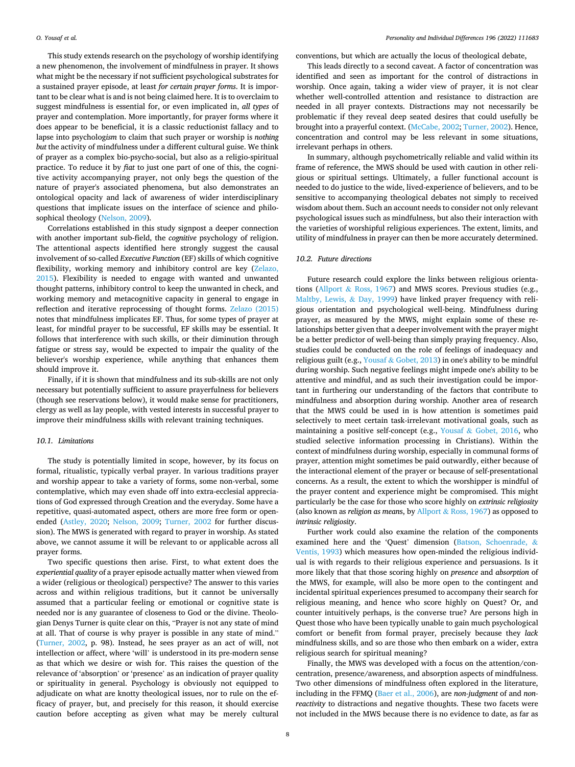This study extends research on the psychology of worship identifying a new phenomenon, the involvement of mindfulness in prayer. It shows what might be the necessary if not sufficient psychological substrates for a sustained prayer episode, at least *for certain prayer forms*. It is important to be clear what is and is not being claimed here. It is to overclaim to suggest mindfulness is essential for, or even implicated in, *all types* of prayer and contemplation. More importantly, for prayer forms where it does appear to be beneficial, it is a classic reductionist fallacy and to lapse into psycholog*ism* to claim that such prayer or worship is *nothing but* the activity of mindfulness under a different cultural guise. We think of prayer as a complex bio-psycho-social, but also as a religio-spiritual practice. To reduce it by *fiat* to just one part of one of this, the cognitive activity accompanying prayer, not only begs the question of the nature of prayer's associated phenomena, but also demonstrates an ontological opacity and lack of awareness of wider interdisciplinary questions that implicate issues on the interface of science and philosophical theology (Nelson, 2009).

Correlations established in this study signpost a deeper connection with another important sub-field, the *cognitive* psychology of religion. The attentional aspects identified here strongly suggest the causal involvement of so-called *Executive Function* (EF) skills of which cognitive flexibility, working memory and inhibitory control are key (Zelazo, 2015). Flexibility is needed to engage with wanted and unwanted thought patterns, inhibitory control to keep the unwanted in check, and working memory and metacognitive capacity in general to engage in reflection and iterative reprocessing of thought forms. Zelazo (2015) notes that mindfulness implicates EF. Thus, for some types of prayer at least, for mindful prayer to be successful, EF skills may be essential. It follows that interference with such skills, or their diminution through fatigue or stress say, would be expected to impair the quality of the believer's worship experience, while anything that enhances them should improve it.

Finally, if it is shown that mindfulness and its sub-skills are not only necessary but potentially sufficient to assure prayerfulness for believers (though see reservations below), it would make sense for practitioners, clergy as well as lay people, with vested interests in successful prayer to improve their mindfulness skills with relevant training techniques.

### 10.1. Limitations

The study is potentially limited in scope, however, by its focus on formal, ritualistic, typically verbal prayer. In various traditions prayer and worship appear to take a variety of forms, some non-verbal, some contemplative, which may even shade off into extra-ecclesial appreciations of God expressed through Creation and the everyday. Some have a repetitive, quasi-automated aspect, others are more free form or open-ended (Astley, 2020; Nelson, 2009; Turner, 2002 for further discussion). The MWS is generated with regard to prayer in worship. As stated above, we cannot assume it will be relevant to or applicable across all prayer forms.

Two specific questions then arise. First, to what extent does the *experiential quality* of a prayer episode actually matter when viewed from a wider (religious or theological) perspective? The answer to this varies across and within religious traditions, but it cannot be universally assumed that a particular feeling or emotional or cognitive state is needed nor is any guarantee of closeness to God or the divine. Theologian Denys Turner is quite clear on this, "Prayer is not any state of mind at all. That of course is why prayer is possible in any state of mind." (Turner, 2002, p. 98). Instead, he sees prayer as an act of will, not intellection or affect, where 'will' is understood in its pre-modern sense as that which we desire or wish for. This raises the question of the relevance of 'absorption' or 'presence' as an indication of prayer quality or spirituality in general. Psychology is obviously not equipped to adjudicate on what are knotty theological issues, nor to rule on the efficacy of prayer, but, and precisely for this reason, it should exercise caution before accepting as given what may be merely cultural conventions, but which are actually the locus of theological debate,

This leads directly to a second caveat. A factor of concentration was identified and seen as important for the control of distractions in worship. Once again, taking a wider view of prayer, it is not clear whether well-controlled attention and resistance to distraction are needed in all prayer contexts. Distractions may not necessarily be problematic if they reveal deep seated desires that could usefully be brought into a prayerful context. (McCabe, 2002; Turner, 2002). Hence, concentration and control may be less relevant in some situations, irrelevant perhaps in others.

In summary, although psychometrically reliable and valid within its frame of reference, the MWS should be used with caution in other religious or spiritual settings. Ultimately, a fuller functional account is needed to do justice to the wide, lived-experience of believers, and to be sensitive to accompanying theological debates not simply to received wisdom about them. Such an account needs to consider not only relevant psychological issues such as mindfulness, but also their interaction with the varieties of worshipful religious experiences. The extent, limits, and utility of mindfulness in prayer can then be more accurately determined.

### 10.2. Future directions

Future research could explore the links between religious orientations (Allport & Ross, 1967) and MWS scores. Previous studies (e.g., Maltby, Lewis, & Day, 1999) have linked prayer frequency with religious orientation and psychological well-being. Mindfulness during prayer, as measured by the MWS, might explain some of these relationships better given that a deeper involvement with the prayer might be a better predictor of well-being than simply praying frequency. Also, studies could be conducted on the role of feelings of inadequacy and religious guilt (e.g., Yousaf & Gobet, 2013) in one's ability to be mindful during worship. Such negative feelings might impede one's ability to be attentive and mindful, and as such their investigation could be important in furthering our understanding of the factors that contribute to mindfulness and absorption during worship. Another area of research that the MWS could be used in is how attention is sometimes paid selectively to meet certain task-irrelevant motivational goals, such as maintaining a positive self-concept (e.g., Yousaf & Gobet, 2016, who studied selective information processing in Christians). Within the context of mindfulness during worship, especially in communal forms of prayer, attention might sometimes be paid outwardly, either because of the interactional element of the prayer or because of self-presentational concerns. As a result, the extent to which the worshipper is mindful of the prayer content and experience might be compromised. This might particularly be the case for those who score highly on *extrinsic religiosity* (also known as *religion as means*, by Allport & Ross, 1967) as opposed to *intrinsic religiosity*.

Further work could also examine the relation of the components examined here and the 'Quest' dimension (Batson, Schoenrade, & Ventis, 1993) which measures how open-minded the religious individual is with regards to their religious experience and persuasions. Is it more likely that that those scoring highly on *presence* and *absorption* of the MWS, for example, will also be more open to the contingent and incidental spiritual experiences presumed to accompany their search for religious meaning, and hence who score highly on Quest? Or, and counter intuitively perhaps, is the converse true? Are persons high in Quest those who have been typically unable to gain much psychological comfort or benefit from formal prayer, precisely because they *lack* mindfulness skills, and so are those who then embark on a wider, extra religious search for spiritual meaning?

Finally, the MWS was developed with a focus on the attention/concentration, presence/awareness, and absorption aspects of mindfulness. Two other dimensions of mindfulness often explored in the literature, including in the FFMQ (Baer et al., 2006), are *non-judgment* of and *non-reactivity* to distractions and negative thoughts. These two facets were not included in the MWS because there is no evidence to date, as far as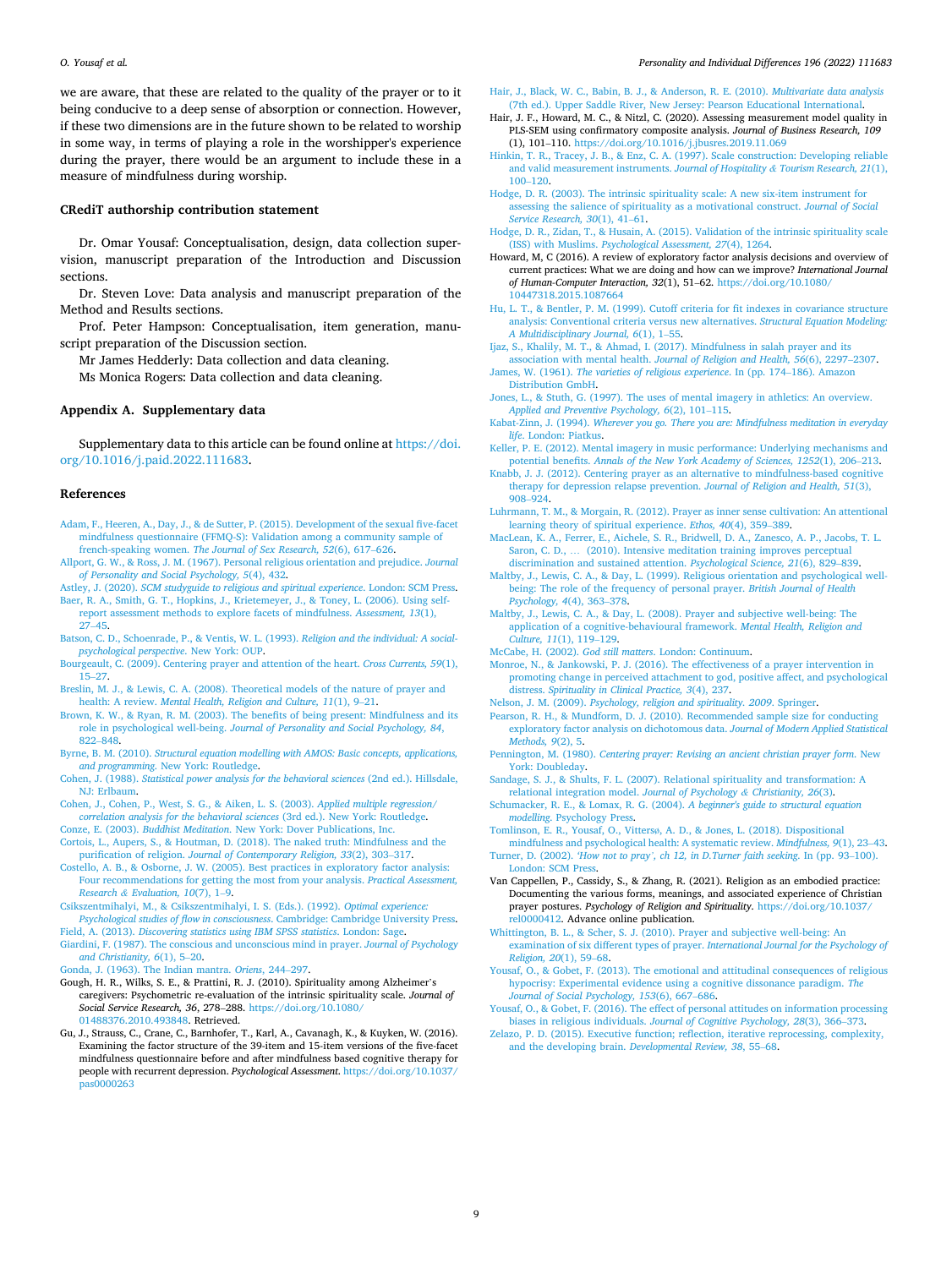we are aware, that these are related to the quality of the prayer or to it being conducive to a deep sense of absorption or connection. However, if these two dimensions are in the future shown to be related to worship in some way, in terms of playing a role in the worshipper's experience during the prayer, there would be an argument to include these in a measure of mindfulness during worship.

## CRediT authorship contribution statement

Dr. Omar Yousaf: Conceptualisation, design, data collection supervision, manuscript preparation of the Introduction and Discussion sections.

Dr. Steven Love: Data analysis and manuscript preparation of the Method and Results sections.

Prof. Peter Hampson: Conceptualisation, item generation, manuscript preparation of the Discussion section.

Mr James Hedderly: Data collection and data cleaning.

Ms Monica Rogers: Data collection and data cleaning.

## Appendix A. Supplementary data

Supplementary data to this article can be found online at https://doi.org/10.1016/j.paid.2022.111683.

## References

Adam, F., Heeren, A., Day, J., & de Sutter, P. (2015). Development of the sexual five-facet mindfulness questionnaire (FFMQ-S): Validation among a community sample of french-speaking women. *The Journal of Sex Research, 52*(6), 617–626.

Allport, G. W., & Ross, J. M. (1967). Personal religious orientation and prejudice. *Journal of Personality and Social Psychology, 5*(4), 432.

Astley, J. (2020). *SCM studyguide to religious and spiritual experience*. London: SCM Press.

Baer, R. A., Smith, G. T., Hopkins, J., Krietemeyer, J., & Toney, L. (2006). Using self-report assessment methods to explore facets of mindfulness. *Assessment, 13*(1), 27–45.

Batson, C. D., Schoenrade, P., & Ventis, W. L. (1993). *Religion and the individual: A social-psychological perspective*. New York: OUP.

Bourgeault, C. (2009). Centering prayer and attention of the heart. *Cross Currents, 59*(1), 15–27.

Breslin, M. J., & Lewis, C. A. (2008). Theoretical models of the nature of prayer and health: A review. *Mental Health, Religion and Culture, 11*(1), 9–21.

Brown, K. W., & Ryan, R. M. (2003). The benefits of being present: Mindfulness and its role in psychological well-being. *Journal of Personality and Social Psychology, 84*, 822–848.

Byrne, B. M. (2010). *Structural equation modelling with AMOS: Basic concepts, applications, and programming*. New York: Routledge.

Cohen, J. (1988). *Statistical power analysis for the behavioral sciences* (2nd ed.). Hillsdale, NJ: Erlbaum.

Cohen, J., Cohen, P., West, S. G., & Aiken, L. S. (2003). *Applied multiple regression/correlation analysis for the behavioral sciences* (3rd ed.). New York: Routledge.

Conze, E. (2003). *Buddhist Meditation*. New York: Dover Publications, Inc.

Cortois, L., Aupers, S., & Houtman, D. (2018). The naked truth: Mindfulness and the purification of religion. *Journal of Contemporary Religion, 33*(2), 303–317.

Costello, A. B., & Osborne, J. W. (2005). Best practices in exploratory factor analysis: Four recommendations for getting the most from your analysis. *Practical Assessment, Research & Evaluation, 10*(7), 1–9.

Csikszentmihalyi, M., & Csikszentmihalyi, I. S. (Eds.). (1992). *Optimal experience: Psychological studies of flow in consciousness*. Cambridge: Cambridge University Press.

Field, A. (2013). *Discovering statistics using IBM SPSS statistics*. London: Sage.

Giardini, F. (1987). The conscious and unconscious mind in prayer. *Journal of Psychology and Christianity, 6*(1), 5–20.

Gonda, J. (1963). The Indian mantra. *Oriens*, 244–297.

Gough, H. R., Wilks, S. E., & Prattini, R. J. (2010). Spirituality among Alzheimer's caregivers: Psychometric re-evaluation of the intrinsic spirituality scale. *Journal of Social Service Research, 36*, 278–288. https://doi.org/10.1080/01488376.2010.493848. Retrieved.

Gu, J., Strauss, C., Crane, C., Barnhofer, T., Karl, A., Cavanagh, K., & Kuyken, W. (2016). Examining the factor structure of the 39-item and 15-item versions of the five-facet mindfulness questionnaire before and after mindfulness based cognitive therapy for people with recurrent depression. *Psychological Assessment*. https://doi.org/10.1037/pas0000263

Hair, J., Black, W. C., Babin, B. J., & Anderson, R. E. (2010). *Multivariate data analysis* (7th ed.). Upper Saddle River, New Jersey: Pearson Educational International.

Hair, J. F., Howard, M. C., & Nitzl, C. (2020). Assessing measurement model quality in PLS-SEM using confirmatory composite analysis. *Journal of Business Research, 109* (1), 101–110. https://doi.org/10.1016/j.jbusres.2019.11.069

Hinkin, T. R., Tracey, J. B., & Enz, C. A. (1997). Scale construction: Developing reliable and valid measurement instruments. *Journal of Hospitality & Tourism Research, 21*(1), 100–120.

Hodge, D. R. (2003). The intrinsic spirituality scale: A new six-item instrument for assessing the salience of spirituality as a motivational construct. *Journal of Social Service Research, 30*(1), 41–61.

Hodge, D. R., Zidan, T., & Husain, A. (2015). Validation of the intrinsic spirituality scale (ISS) with Muslims. *Psychological Assessment, 27*(4), 1264.

Howard, M, C (2016). A review of exploratory factor analysis decisions and overview of current practices: What we are doing and how can we improve? *International Journal of Human-Computer Interaction, 32*(1), 51–62. https://doi.org/10.1080/10447318.2015.1087664

Hu, L. T., & Bentler, P. M. (1999). Cutoff criteria for fit indexes in covariance structure analysis: Conventional criteria versus new alternatives. *Structural Equation Modeling: A Multidisciplinary Journal, 6*(1), 1–55.

Ijaz, S., Khalily, M. T., & Ahmad, I. (2017). Mindfulness in salah prayer and its association with mental health. *Journal of Religion and Health, 56*(6), 2297–2307.

James, W. (1961). *The varieties of religious experience*. In (pp. 174–186). Amazon Distribution GmbH.

Jones, L., & Stuth, G. (1997). The uses of mental imagery in athletics: An overview. *Applied and Preventive Psychology, 6*(2), 101–115.

Kabat-Zinn, J. (1994). *Wherever you go. There you are: Mindfulness meditation in everyday life*. London: Piatkus.

Keller, P. E. (2012). Mental imagery in music performance: Underlying mechanisms and potential benefits. *Annals of the New York Academy of Sciences, 1252*(1), 206–213.

Knabb, J. J. (2012). Centering prayer as an alternative to mindfulness-based cognitive therapy for depression relapse prevention. *Journal of Religion and Health, 51*(3), 908–924.

Luhrmann, T. M., & Morgain, R. (2012). Prayer as inner sense cultivation: An attentional learning theory of spiritual experience. *Ethos, 40*(4), 359–389.

MacLean, K. A., Ferrer, E., Aichele, S. R., Bridwell, D. A., Zanesco, A. P., Jacobs, T. L. Saron, C. D., … (2010). Intensive meditation training improves perceptual discrimination and sustained attention. *Psychological Science, 21*(6), 829–839.

Maltby, J., Lewis, C. A., & Day, L. (1999). Religious orientation and psychological well-being: The role of the frequency of personal prayer. *British Journal of Health Psychology, 4*(4), 363–378.

Maltby, J., Lewis, C. A., & Day, L. (2008). Prayer and subjective well-being: The application of a cognitive-behavioural framework. *Mental Health, Religion and Culture, 11*(1), 119–129.

McCabe, H. (2002). *God still matters*. London: Continuum.

Monroe, N., & Jankowski, P. J. (2016). The effectiveness of a prayer intervention in promoting change in perceived attachment to god, positive affect, and psychological distress. *Spirituality in Clinical Practice, 3*(4), 237.

Nelson, J. M. (2009). *Psychology, religion and spirituality. 2009*. Springer.

Pearson, R. H., & Mundform, D. J. (2010). Recommended sample size for conducting exploratory factor analysis on dichotomous data. *Journal of Modern Applied Statistical Methods, 9*(2), 5.

Pennington, M. (1980). *Centering prayer: Revising an ancient christian prayer form*. New York: Doubleday.

Sandage, S. J., & Shults, F. L. (2007). Relational spirituality and transformation: A relational integration model. *Journal of Psychology & Christianity, 26*(3).

Schumacker, R. E., & Lomax, R. G. (2004). *A beginner's guide to structural equation modelling*. Psychology Press.

Tomlinson, E. R., Yousaf, O., Vittersø, A. D., & Jones, L. (2018). Dispositional mindfulness and psychological health: A systematic review. *Mindfulness, 9*(1), 23–43.

Turner, D. (2002). *'How not to pray', ch 12, in D.Turner faith seeking*. In (pp. 93–100). London: SCM Press.

Van Cappellen, P., Cassidy, S., & Zhang, R. (2021). Religion as an embodied practice: Documenting the various forms, meanings, and associated experience of Christian prayer postures. *Psychology of Religion and Spirituality*. https://doi.org/10.1037/rel0000412. Advance online publication.

Whittington, B. L., & Scher, S. J. (2010). Prayer and subjective well-being: An examination of six different types of prayer. *International Journal for the Psychology of Religion, 20*(1), 59–68.

Yousaf, O., & Gobet, F. (2013). The emotional and attitudinal consequences of religious hypocrisy: Experimental evidence using a cognitive dissonance paradigm. *The Journal of Social Psychology, 153*(6), 667–686.

Yousaf, O., & Gobet, F. (2016). The effect of personal attitudes on information processing biases in religious individuals. *Journal of Cognitive Psychology, 28*(3), 366–373.

Zelazo, P. D. (2015). Executive function; reflection, iterative reprocessing, complexity, and the developing brain. *Developmental Review, 38*, 55–68.